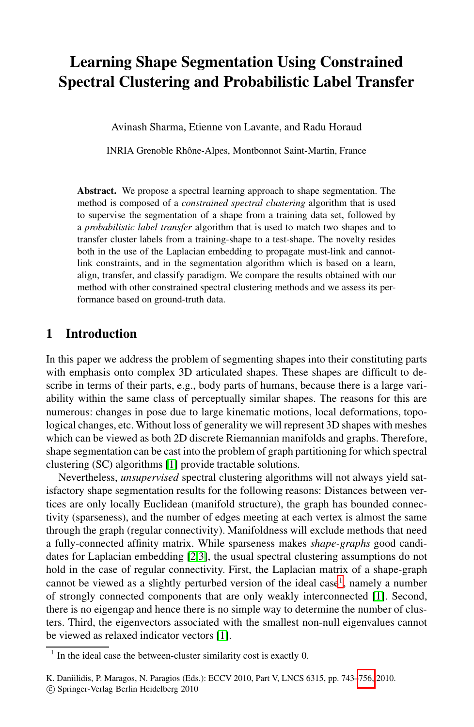# Learning Shape Segmentation Using Constrained Spectral Clustering and Probabilistic Label Transfer

Avinash Sharma, Etienne von Lavante, and Radu Horaud

INRIA Grenoble Rhône-Alpes, Montbonnot Saint-Martin, France

**Abstract.** We propose a spectral learning approach to shape segmentation. The method is composed of a *constrained spectral clustering* algorithm that is used to supervise the segmentation of a shape from a training data set, followed by a *probabilistic label transfer* algorithm that is used to match two shapes and to transfer cluster labels from a training-shape to a test-shape. The novelty resides both in the use of the Laplacian embedding to propagate must-link and cannot-link constraints, and in the segmentation algorithm which is based on a learn, align, transfer, and classify paradigm. We compare the results obtained with our method with other constrained spectral clustering methods and we assess its performance based on ground-truth data.

## 1 Introduction

In this paper we address the problem of segmenting shapes into their constituting parts with emphasis onto complex 3D articulated shapes. These shapes are difficult to describe in terms of their parts, e.g., body parts of humans, because there is a large variability within the same class of perceptually similar shapes. The reasons for this are numerous: changes in pose due to large kinematic motions, local deformations, topological changes, etc. Without loss of generality we will represent 3D shapes with meshes which can be viewed as both 2D discrete Riemannian manifolds and graphs. Therefore, shape segmentation can be cast into the problem of graph partitioning for which spectral clustering (SC) algorithms [1] provide tractable solutions.

Nevertheless, *unsupervised* spectral clustering algorithms will not always yield satisfactory shape segmentation results for the following reasons: Distances between vertices are only locally Euclidean (manifold structure), the graph has bounded connectivity (sparseness), and the number of edges meeting at each vertex is almost the same through the graph (regular connectivity). Manifoldness will exclude methods that need a fully-connected affinity matrix. While sparseness makes *shape-graphs* good candidates for Laplacian embedding [2,3], the usual spectral clustering assumptions do not hold in the case of regular connectivity. First, the Laplacian matrix of a shape-graph cannot be viewed as a slightly perturbed version of the ideal case[1], namely a number of strongly connected components that are only weakly interconnected [1]. Second, there is no eigengap and hence there is no simple way to determine the number of clusters. Third, the eigenvectors associated with the smallest non-null eigenvalues cannot be viewed as relaxed indicator vectors [1].

[1] In the ideal case the between-cluster similarity cost is exactly 0.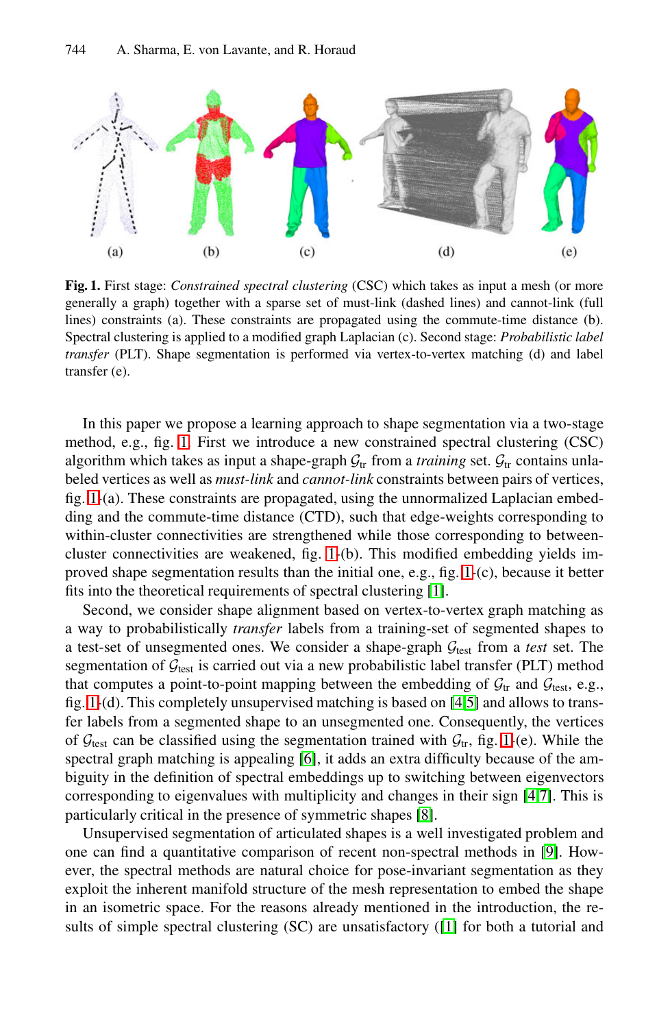**Fig. 1.** First stage: *Constrained spectral clustering* (CSC) which takes as input a mesh (or more generally a graph) together with a sparse set of must-link (dashed lines) and cannot-link (full lines) constraints (a). These constraints are propagated using the commute-time distance (b). Spectral clustering is applied to a modified graph Laplacian (c). Second stage: *Probabilistic label transfer* (PLT). Shape segmentation is performed via vertex-to-vertex matching (d) and label transfer (e).

In this paper we propose a learning approach to shape segmentation via a two-stage method, e.g., fig. 1. First we introduce a new constrained spectral clustering (CSC) algorithm which takes as input a shape-graph $\mathcal{G}_{\text{tr}}$ from a *training* set. $\mathcal{G}_{\text{tr}}$ contains unlabeled vertices as well as *must-link* and *cannot-link* constraints between pairs of vertices, fig. 1-(a). These constraints are propagated, using the unnormalized Laplacian embedding and the commute-time distance (CTD), such that edge-weights corresponding to within-cluster connectivities are strengthened while those corresponding to between-cluster connectivities are weakened, fig. 1-(b). This modified embedding yields improved shape segmentation results than the initial one, e.g., fig. 1-(c), because it better fits into the theoretical requirements of spectral clustering [1].

Second, we consider shape alignment based on vertex-to-vertex graph matching as a way to probabilistically *transfer* labels from a training-set of segmented shapes to a test-set of unsegmented ones. We consider a shape-graph $\mathcal{G}_{\text{test}}$ from a *test* set. The segmentation of $\mathcal{G}_{\text{test}}$ is carried out via a new probabilistic label transfer (PLT) method that computes a point-to-point mapping between the embedding of $\mathcal{G}_{\text{tr}}$ and $\mathcal{G}_{\text{test}}$, e.g., fig. 1-(d). This completely unsupervised matching is based on [4,5] and allows to transfer labels from a segmented shape to an unsegmented one. Consequently, the vertices of $\mathcal{G}_{\text{test}}$ can be classified using the segmentation trained with $\mathcal{G}_{\text{tr}}$, fig. 1-(e). While the spectral graph matching is appealing [6], it adds an extra difficulty because of the ambiguity in the definition of spectral embeddings up to switching between eigenvectors corresponding to eigenvalues with multiplicity and changes in their sign [4,7]. This is particularly critical in the presence of symmetric shapes [8].

Unsupervised segmentation of articulated shapes is a well investigated problem and one can find a quantitative comparison of recent non-spectral methods in [9]. However, the spectral methods are natural choice for pose-invariant segmentation as they exploit the inherent manifold structure of the mesh representation to embed the shape in an isometric space. For the reasons already mentioned in the introduction, the results of simple spectral clustering (SC) are unsatisfactory ([1] for both a tutorial and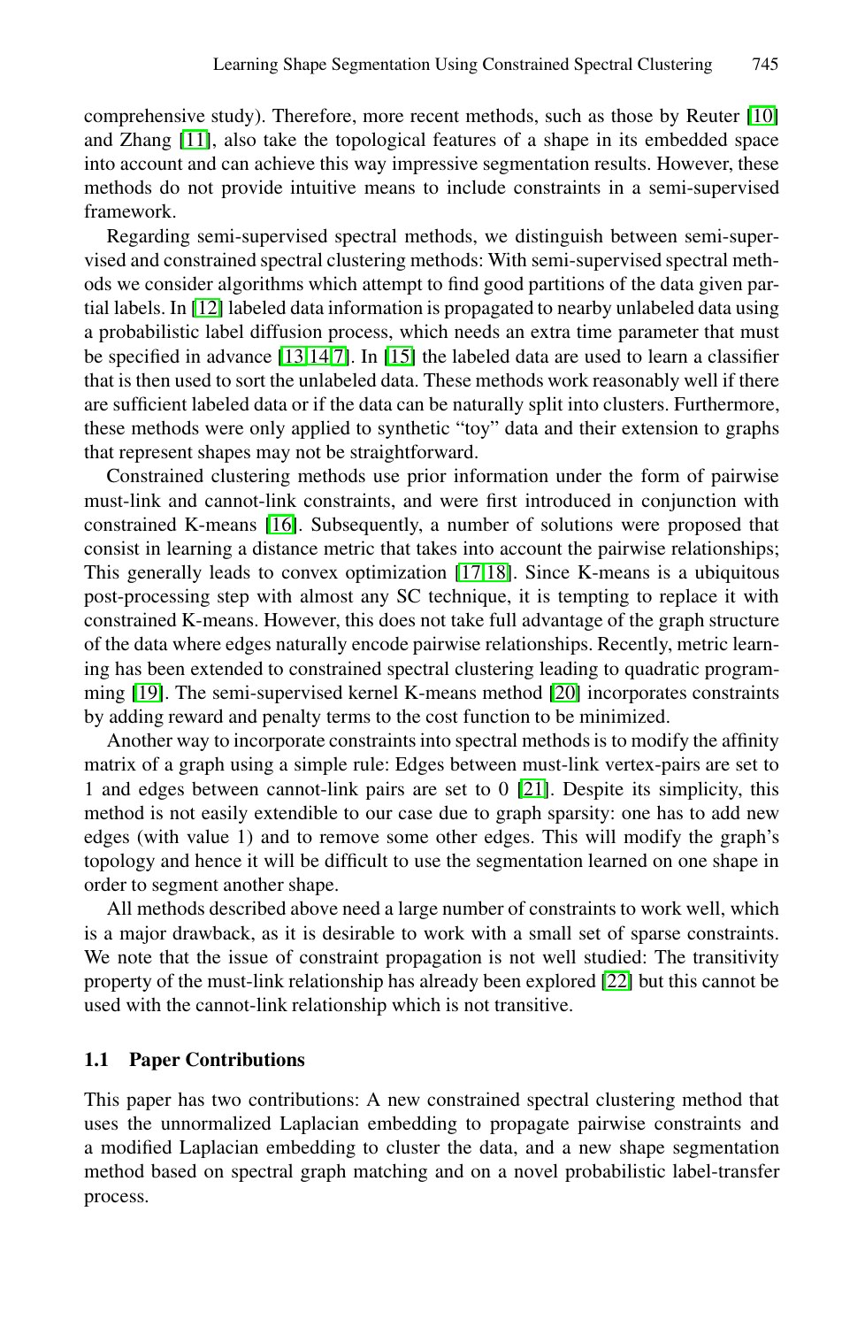comprehensive study). Therefore, more recent methods, such as those by Reuter [10] and Zhang [11], also take the topological features of a shape in its embedded space into account and can achieve this way impressive segmentation results. However, these methods do not provide intuitive means to include constraints in a semi-supervised framework.

Regarding semi-supervised spectral methods, we distinguish between semi-supervised and constrained spectral clustering methods: With semi-supervised spectral methods we consider algorithms which attempt to find good partitions of the data given partial labels. In [12] labeled data information is propagated to nearby unlabeled data using a probabilistic label diffusion process, which needs an extra time parameter that must be specified in advance [13,14,7]. In [15] the labeled data are used to learn a classifier that is then used to sort the unlabeled data. These methods work reasonably well if there are sufficient labeled data or if the data can be naturally split into clusters. Furthermore, these methods were only applied to synthetic "toy" data and their extension to graphs that represent shapes may not be straightforward.

Constrained clustering methods use prior information under the form of pairwise must-link and cannot-link constraints, and were first introduced in conjunction with constrained K-means [16]. Subsequently, a number of solutions were proposed that consist in learning a distance metric that takes into account the pairwise relationships; This generally leads to convex optimization [17,18]. Since K-means is a ubiquitous post-processing step with almost any SC technique, it is tempting to replace it with constrained K-means. However, this does not take full advantage of the graph structure of the data where edges naturally encode pairwise relationships. Recently, metric learning has been extended to constrained spectral clustering leading to quadratic programming [19]. The semi-supervised kernel K-means method [20] incorporates constraints by adding reward and penalty terms to the cost function to be minimized.

Another way to incorporate constraints into spectral methods is to modify the affinity matrix of a graph using a simple rule: Edges between must-link vertex-pairs are set to 1 and edges between cannot-link pairs are set to 0 [21]. Despite its simplicity, this method is not easily extendible to our case due to graph sparsity: one has to add new edges (with value 1) and to remove some other edges. This will modify the graph's topology and hence it will be difficult to use the segmentation learned on one shape in order to segment another shape.

All methods described above need a large number of constraints to work well, which is a major drawback, as it is desirable to work with a small set of sparse constraints. We note that the issue of constraint propagation is not well studied: The transitivity property of the must-link relationship has already been explored [22] but this cannot be used with the cannot-link relationship which is not transitive.

### 1.1 Paper Contributions

This paper has two contributions: A new constrained spectral clustering method that uses the unnormalized Laplacian embedding to propagate pairwise constraints and a modified Laplacian embedding to cluster the data, and a new shape segmentation method based on spectral graph matching and on a novel probabilistic label-transfer process.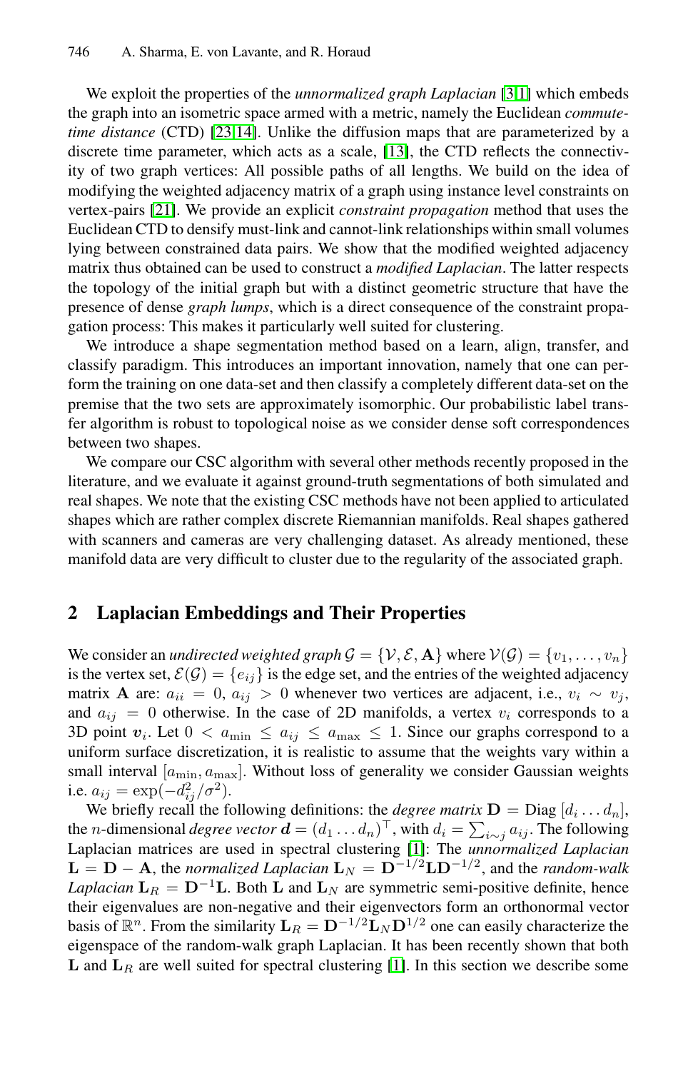We exploit the properties of the *unnormalized graph Laplacian* [3,1] which embeds the graph into an isometric space armed with a metric, namely the Euclidean *commute-time distance* (CTD) [23,14]. Unlike the diffusion maps that are parameterized by a discrete time parameter, which acts as a scale, [13], the CTD reflects the connectivity of two graph vertices: All possible paths of all lengths. We build on the idea of modifying the weighted adjacency matrix of a graph using instance level constraints on vertex-pairs [21]. We provide an explicit *constraint propagation* method that uses the Euclidean CTD to densify must-link and cannot-link relationships within small volumes lying between constrained data pairs. We show that the modified weighted adjacency matrix thus obtained can be used to construct a *modified Laplacian*. The latter respects the topology of the initial graph but with a distinct geometric structure that have the presence of dense *graph lumps*, which is a direct consequence of the constraint propagation process: This makes it particularly well suited for clustering.

We introduce a shape segmentation method based on a learn, align, transfer, and classify paradigm. This introduces an important innovation, namely that one can perform the training on one data-set and then classify a completely different data-set on the premise that the two sets are approximately isomorphic. Our probabilistic label transfer algorithm is robust to topological noise as we consider dense soft correspondences between two shapes.

We compare our CSC algorithm with several other methods recently proposed in the literature, and we evaluate it against ground-truth segmentations of both simulated and real shapes. We note that the existing CSC methods have not been applied to articulated shapes which are rather complex discrete Riemannian manifolds. Real shapes gathered with scanners and cameras are very challenging dataset. As already mentioned, these manifold data are very difficult to cluster due to the regularity of the associated graph.

## 2 Laplacian Embeddings and Their Properties

We consider an *undirected weighted graph* $\mathcal{G} = \{\mathcal{V}, \mathcal{E}, \mathbf{A}\}$ where $\mathcal{V}(\mathcal{G}) = \{v_1, \ldots, v_n\}$ is the vertex set, $\mathcal{E}(\mathcal{G}) = \{e_{ij}\}$ is the edge set, and the entries of the weighted adjacency matrix $\mathbf{A}$ are: $a_{ii} = 0$, $a_{ij} > 0$ whenever two vertices are adjacent, i.e., $v_i \sim v_j$, and $a_{ij} = 0$ otherwise. In the case of 2D manifolds, a vertex $v_i$ corresponds to a 3D point $\boldsymbol{v}_i$. Let $0 < a_{\min} \leq a_{ij} \leq a_{\max} \leq 1$. Since our graphs correspond to a uniform surface discretization, it is realistic to assume that the weights vary within a small interval $[a_{\min}, a_{\max}]$. Without loss of generality we consider Gaussian weights i.e. $a_{ij} = \exp(-d_{ij}^2/\sigma^2)$.

We briefly recall the following definitions: the *degree matrix* $\mathbf{D} = \text{Diag}\,[d_i \ldots d_n]$, the $n$-dimensional *degree vector* $\boldsymbol{d} = (d_1 \ldots d_n)^\top$, with $d_i = \sum_{i \sim j} a_{ij}$. The following Laplacian matrices are used in spectral clustering [1]: The *unnormalized Laplacian* $\mathbf{L} = \mathbf{D} - \mathbf{A}$, the *normalized Laplacian* $\mathbf{L}_N = \mathbf{D}^{-1/2}\mathbf{L}\mathbf{D}^{-1/2}$, and the *random-walk Laplacian* $\mathbf{L}_R = \mathbf{D}^{-1}\mathbf{L}$. Both $\mathbf{L}$ and $\mathbf{L}_N$ are symmetric semi-positive definite, hence their eigenvalues are non-negative and their eigenvectors form an orthonormal vector basis of $\mathbb{R}^n$. From the similarity $\mathbf{L}_R = \mathbf{D}^{-1/2}\mathbf{L}_N\mathbf{D}^{1/2}$ one can easily characterize the eigenspace of the random-walk graph Laplacian. It has been recently shown that both $\mathbf{L}$ and $\mathbf{L}_R$ are well suited for spectral clustering [1]. In this section we describe some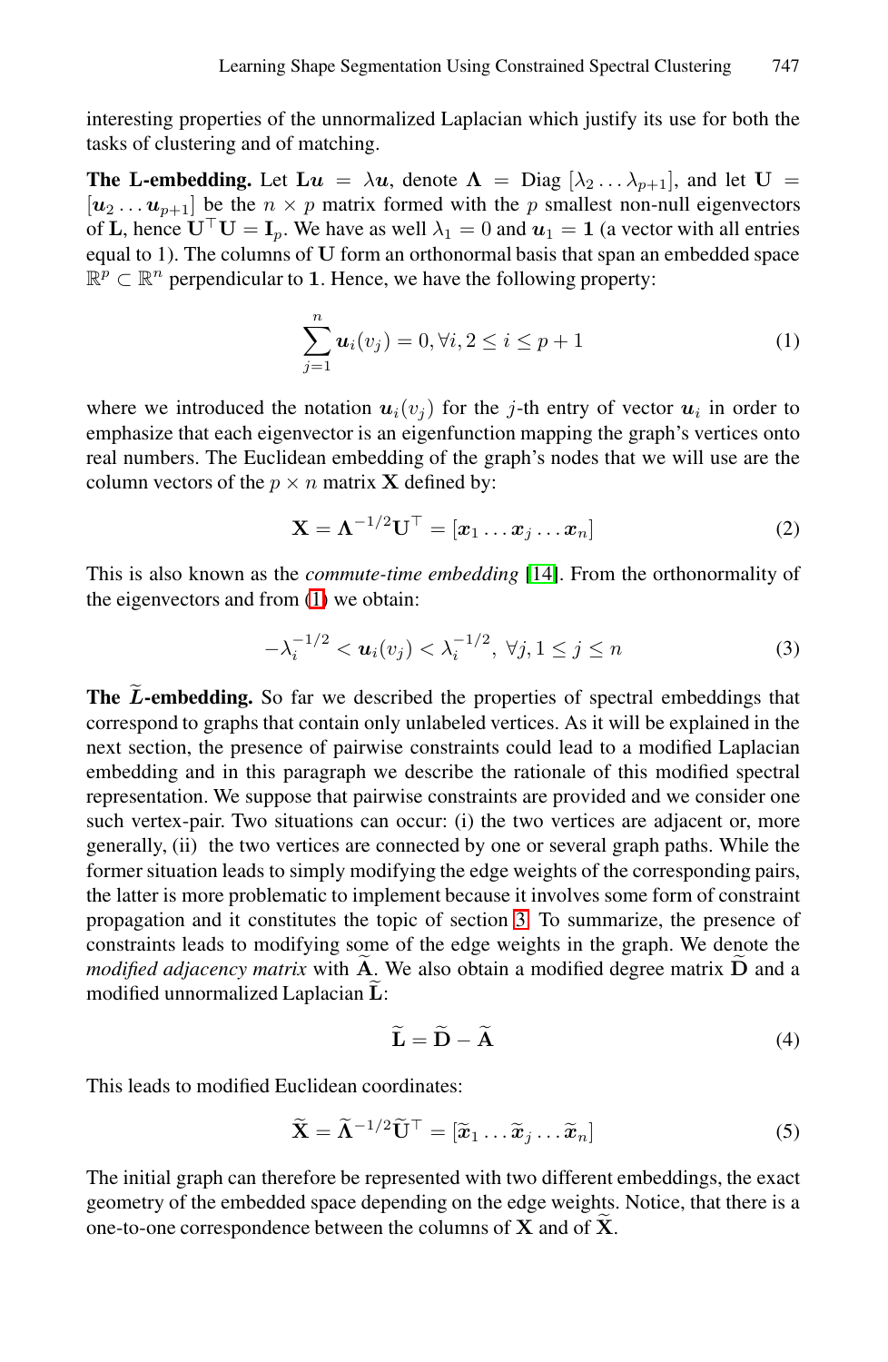interesting properties of the unnormalized Laplacian which justify its use for both the tasks of clustering and of matching.

**The L-embedding.** Let $\mathbf{L}\boldsymbol{u} = \lambda\boldsymbol{u}$, denote $\boldsymbol{\Lambda} = \text{Diag}\,[\lambda_2 \ldots \lambda_{p+1}]$, and let $\mathbf{U} = [\boldsymbol{u}_2 \ldots \boldsymbol{u}_{p+1}]$ be the $n \times p$ matrix formed with the $p$ smallest non-null eigenvectors of $\mathbf{L}$, hence $\mathbf{U}^\top\mathbf{U} = \mathbf{I}_p$. We have as well $\lambda_1 = 0$ and $\boldsymbol{u}_1 = \mathbf{1}$ (a vector with all entries equal to 1). The columns of $\mathbf{U}$ form an orthonormal basis that span an embedded space $\mathbb{R}^p \subset \mathbb{R}^n$ perpendicular to $\mathbf{1}$. Hence, we have the following property:

$$\sum_{j=1}^{n} \boldsymbol{u}_i(v_j) = 0, \forall i, 2 \leq i \leq p+1 \tag{1}$$

where we introduced the notation $\boldsymbol{u}_i(v_j)$ for the $j$-th entry of vector $\boldsymbol{u}_i$ in order to emphasize that each eigenvector is an eigenfunction mapping the graph's vertices onto real numbers. The Euclidean embedding of the graph's nodes that we will use are the column vectors of the $p \times n$ matrix $\mathbf{X}$ defined by:

$$\mathbf{X} = \boldsymbol{\Lambda}^{-1/2}\mathbf{U}^\top = [\boldsymbol{x}_1 \ldots \boldsymbol{x}_j \ldots \boldsymbol{x}_n] \tag{2}$$

This is also known as the *commute-time embedding* [14]. From the orthonormality of the eigenvectors and from (1) we obtain:

$$-\lambda_i^{-1/2} < \boldsymbol{u}_i(v_j) < \lambda_i^{-1/2}, \ \forall j, 1 \leq j \leq n \tag{3}$$

**The $\widetilde{L}$-embedding.** So far we described the properties of spectral embeddings that correspond to graphs that contain only unlabeled vertices. As it will be explained in the next section, the presence of pairwise constraints could lead to a modified Laplacian embedding and in this paragraph we describe the rationale of this modified spectral representation. We suppose that pairwise constraints are provided and we consider one such vertex-pair. Two situations can occur: (i) the two vertices are adjacent or, more generally, (ii) the two vertices are connected by one or several graph paths. While the former situation leads to simply modifying the edge weights of the corresponding pairs, the latter is more problematic to implement because it involves some form of constraint propagation and it constitutes the topic of section 3. To summarize, the presence of constraints leads to modifying some of the edge weights in the graph. We denote the *modified adjacency matrix* with $\widetilde{\mathbf{A}}$. We also obtain a modified degree matrix $\widetilde{\mathbf{D}}$ and a modified unnormalized Laplacian $\widetilde{\mathbf{L}}$:

$$\widetilde{\mathbf{L}} = \widetilde{\mathbf{D}} - \widetilde{\mathbf{A}} \tag{4}$$

This leads to modified Euclidean coordinates:

$$\widetilde{\mathbf{X}} = \widetilde{\boldsymbol{\Lambda}}^{-1/2}\widetilde{\mathbf{U}}^\top = [\widetilde{\boldsymbol{x}}_1 \ldots \widetilde{\boldsymbol{x}}_j \ldots \widetilde{\boldsymbol{x}}_n] \tag{5}$$

The initial graph can therefore be represented with two different embeddings, the exact geometry of the embedded space depending on the edge weights. Notice, that there is a one-to-one correspondence between the columns of $\mathbf{X}$ and of $\widetilde{\mathbf{X}}$.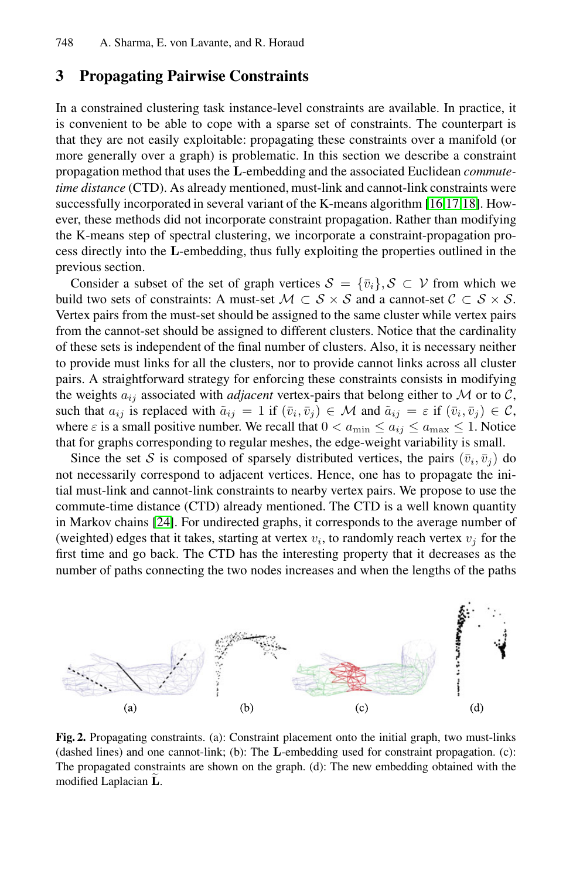## 3 Propagating Pairwise Constraints

In a constrained clustering task instance-level constraints are available. In practice, it is convenient to be able to cope with a sparse set of constraints. The counterpart is that they are not easily exploitable: propagating these constraints over a manifold (or more generally over a graph) is problematic. In this section we describe a constraint propagation method that uses the **L**-embedding and the associated Euclidean *commute-time distance* (CTD). As already mentioned, must-link and cannot-link constraints were successfully incorporated in several variant of the K-means algorithm [16,17,18]. However, these methods did not incorporate constraint propagation. Rather than modifying the K-means step of spectral clustering, we incorporate a constraint-propagation process directly into the **L**-embedding, thus fully exploiting the properties outlined in the previous section.

Consider a subset of the set of graph vertices $\mathcal{S} = \{\bar{v}_i\}, \mathcal{S} \subset \mathcal{V}$ from which we build two sets of constraints: A must-set $\mathcal{M} \subset \mathcal{S} \times \mathcal{S}$ and a cannot-set $\mathcal{C} \subset \mathcal{S} \times \mathcal{S}$. Vertex pairs from the must-set should be assigned to the same cluster while vertex pairs from the cannot-set should be assigned to different clusters. Notice that the cardinality of these sets is independent of the final number of clusters. Also, it is necessary neither to provide must links for all the clusters, nor to provide cannot links across all cluster pairs. A straightforward strategy for enforcing these constraints consists in modifying the weights $a_{ij}$ associated with *adjacent* vertex-pairs that belong either to $\mathcal{M}$ or to $\mathcal{C}$, such that $a_{ij}$ is replaced with $\tilde{a}_{ij} = 1$ if $(\bar{v}_i, \bar{v}_j) \in \mathcal{M}$ and $\tilde{a}_{ij} = \varepsilon$ if $(\bar{v}_i, \bar{v}_j) \in \mathcal{C}$, where $\varepsilon$ is a small positive number. We recall that $0 < a_{\min} \leq a_{ij} \leq a_{\max} \leq 1$. Notice that for graphs corresponding to regular meshes, the edge-weight variability is small.

Since the set $\mathcal{S}$ is composed of sparsely distributed vertices, the pairs $(\bar{v}_i, \bar{v}_j)$ do not necessarily correspond to adjacent vertices. Hence, one has to propagate the initial must-link and cannot-link constraints to nearby vertex pairs. We propose to use the commute-time distance (CTD) already mentioned. The CTD is a well known quantity in Markov chains [24]. For undirected graphs, it corresponds to the average number of (weighted) edges that it takes, starting at vertex $v_i$, to randomly reach vertex $v_j$ for the first time and go back. The CTD has the interesting property that it decreases as the number of paths connecting the two nodes increases and when the lengths of the paths

(a) (b) (c) (d)

**Fig. 2.** Propagating constraints. (a): Constraint placement onto the initial graph, two must-links (dashed lines) and one cannot-link; (b): The **L**-embedding used for constraint propagation. (c): The propagated constraints are shown on the graph. (d): The new embedding obtained with the modified Laplacian $\widetilde{\mathbf{L}}$.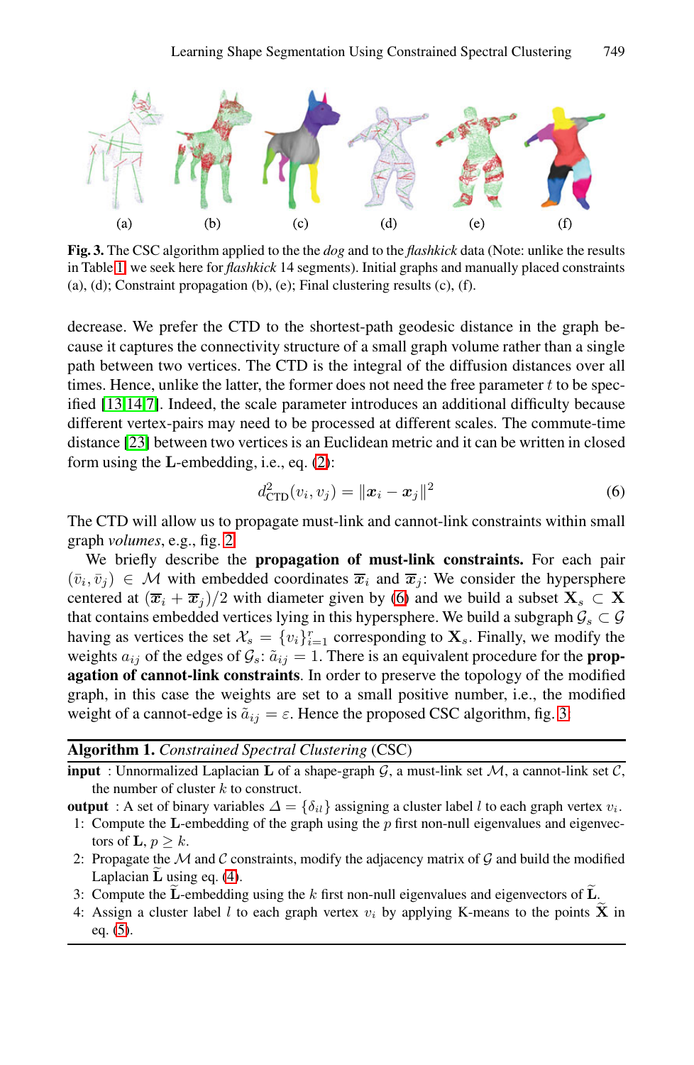(a) (b) (c) (d) (e) (f)

**Fig. 3.** The CSC algorithm applied to the the *dog* and to the *flashkick* data (Note: unlike the results in Table 1, we seek here for *flashkick* 14 segments). Initial graphs and manually placed constraints (a), (d); Constraint propagation (b), (e); Final clustering results (c), (f).

decrease. We prefer the CTD to the shortest-path geodesic distance in the graph because it captures the connectivity structure of a small graph volume rather than a single path between two vertices. The CTD is the integral of the diffusion distances over all times. Hence, unlike the latter, the former does not need the free parameter $t$ to be specified [13,14,7]. Indeed, the scale parameter introduces an additional difficulty because different vertex-pairs may need to be processed at different scales. The commute-time distance [23] between two vertices is an Euclidean metric and it can be written in closed form using the $\mathbf{L}$-embedding, i.e., eq. (2):

$$d^2_{\text{CTD}}(v_i, v_j) = \|\boldsymbol{x}_i - \boldsymbol{x}_j\|^2 \tag{6}$$

The CTD will allow us to propagate must-link and cannot-link constraints within small graph *volumes*, e.g., fig. 2.

We briefly describe the **propagation of must-link constraints.** For each pair $(\bar{v}_i, \bar{v}_j) \in \mathcal{M}$ with embedded coordinates $\overline{\boldsymbol{x}}_i$ and $\overline{\boldsymbol{x}}_j$: We consider the hypersphere centered at $(\overline{\boldsymbol{x}}_i + \overline{\boldsymbol{x}}_j)/2$ with diameter given by (6) and we build a subset $\mathbf{X}_s \subset \mathbf{X}$ that contains embedded vertices lying in this hypersphere. We build a subgraph $\mathcal{G}_s \subset \mathcal{G}$ having as vertices the set $\mathcal{X}_s = \{v_i\}_{i=1}^r$ corresponding to $\mathbf{X}_s$. Finally, we modify the weights $a_{ij}$ of the edges of $\mathcal{G}_s$: $\tilde{a}_{ij} = 1$. There is an equivalent procedure for the **propagation of cannot-link constraints**. In order to preserve the topology of the modified graph, in this case the weights are set to a small positive number, i.e., the modified weight of a cannot-edge is $\tilde{a}_{ij} = \varepsilon$. Hence the proposed CSC algorithm, fig. 3.

---

**Algorithm 1.** *Constrained Spectral Clustering* (CSC)

**input** : Unnormalized Laplacian $\mathbf{L}$ of a shape-graph $\mathcal{G}$, a must-link set $\mathcal{M}$, a cannot-link set $\mathcal{C}$, the number of cluster $k$ to construct.

**output** : A set of binary variables $\Delta = \{\delta_{il}\}$ assigning a cluster label $l$ to each graph vertex $v_i$.

1: Compute the $\mathbf{L}$-embedding of the graph using the $p$ first non-null eigenvalues and eigenvectors of $\mathbf{L}$, $p \geq k$.
2: Propagate the $\mathcal{M}$ and $\mathcal{C}$ constraints, modify the adjacency matrix of $\mathcal{G}$ and build the modified Laplacian $\widetilde{\mathbf{L}}$ using eq. (4).
3: Compute the $\widetilde{\mathbf{L}}$-embedding using the $k$ first non-null eigenvalues and eigenvectors of $\widetilde{\mathbf{L}}$.
4: Assign a cluster label $l$ to each graph vertex $v_i$ by applying K-means to the points $\widetilde{\mathbf{X}}$ in eq. (5).

---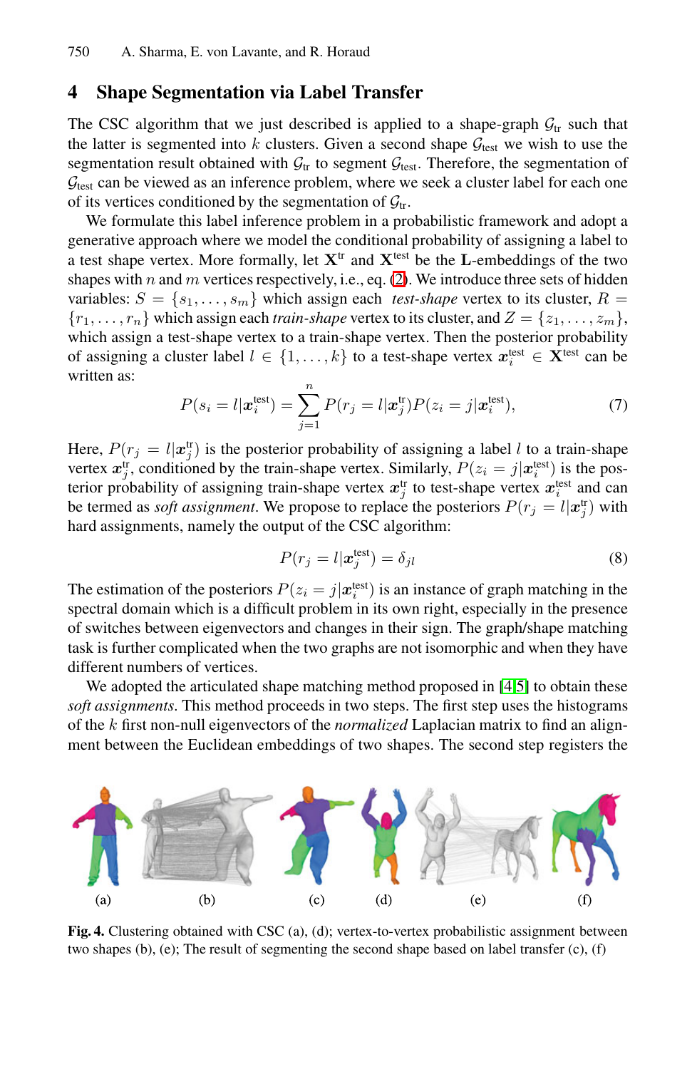## 4 Shape Segmentation via Label Transfer

The CSC algorithm that we just described is applied to a shape-graph $\mathcal{G}_{\text{tr}}$ such that the latter is segmented into $k$ clusters. Given a second shape $\mathcal{G}_{\text{test}}$ we wish to use the segmentation result obtained with $\mathcal{G}_{\text{tr}}$ to segment $\mathcal{G}_{\text{test}}$. Therefore, the segmentation of $\mathcal{G}_{\text{test}}$ can be viewed as an inference problem, where we seek a cluster label for each one of its vertices conditioned by the segmentation of $\mathcal{G}_{\text{tr}}$.

We formulate this label inference problem in a probabilistic framework and adopt a generative approach where we model the conditional probability of assigning a label to a test shape vertex. More formally, let $\mathbf{X}^{\text{tr}}$ and $\mathbf{X}^{\text{test}}$ be the $\mathbf{L}$-embeddings of the two shapes with $n$ and $m$ vertices respectively, i.e., eq. (2). We introduce three sets of hidden variables: $S = \{s_1, \dots, s_m\}$ which assign each *test-shape* vertex to its cluster, $R = \{r_1, \dots, r_n\}$ which assign each *train-shape* vertex to its cluster, and $Z = \{z_1, \dots, z_m\}$, which assign a test-shape vertex to a train-shape vertex. Then the posterior probability of assigning a cluster label $l \in \{1, \dots, k\}$ to a test-shape vertex $\boldsymbol{x}_i^{\text{test}} \in \mathbf{X}^{\text{test}}$ can be written as:

$$P(s_i = l|\boldsymbol{x}_i^{\text{test}}) = \sum_{j=1}^{n} P(r_j = l|\boldsymbol{x}_j^{\text{tr}})P(z_i = j|\boldsymbol{x}_i^{\text{test}}), \tag{7}$$

Here, $P(r_j = l|\boldsymbol{x}_j^{\text{tr}})$ is the posterior probability of assigning a label $l$ to a train-shape vertex $\boldsymbol{x}_j^{\text{tr}}$, conditioned by the train-shape vertex. Similarly, $P(z_i = j|\boldsymbol{x}_i^{\text{test}})$ is the posterior probability of assigning train-shape vertex $\boldsymbol{x}_j^{\text{tr}}$ to test-shape vertex $\boldsymbol{x}_i^{\text{test}}$ and can be termed as *soft assignment*. We propose to replace the posteriors $P(r_j = l|\boldsymbol{x}_j^{\text{tr}})$ with hard assignments, namely the output of the CSC algorithm:

$$P(r_j = l|\boldsymbol{x}_j^{\text{test}}) = \delta_{jl} \tag{8}$$

The estimation of the posteriors $P(z_i = j|\boldsymbol{x}_i^{\text{test}})$ is an instance of graph matching in the spectral domain which is a difficult problem in its own right, especially in the presence of switches between eigenvectors and changes in their sign. The graph/shape matching task is further complicated when the two graphs are not isomorphic and when they have different numbers of vertices.

We adopted the articulated shape matching method proposed in [4,5] to obtain these *soft assignments*. This method proceeds in two steps. The first step uses the histograms of the $k$ first non-null eigenvectors of the *normalized* Laplacian matrix to find an alignment between the Euclidean embeddings of two shapes. The second step registers the

**Fig. 4.** Clustering obtained with CSC (a), (d); vertex-to-vertex probabilistic assignment between two shapes (b), (e); The result of segmenting the second shape based on label transfer (c), (f)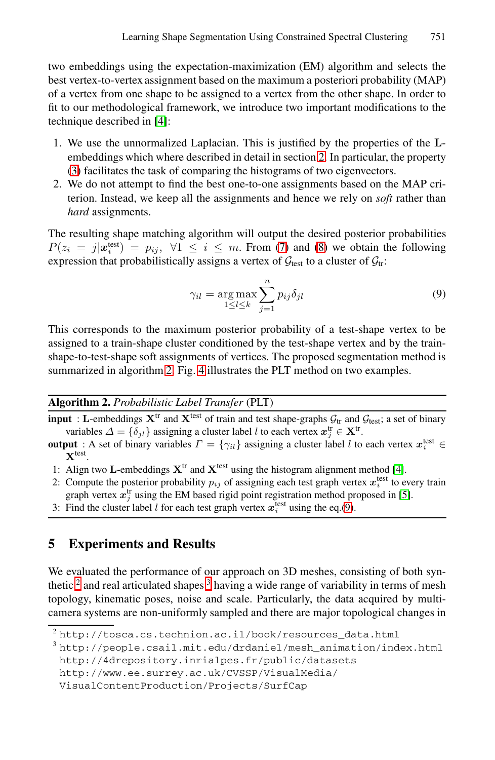two embeddings using the expectation-maximization (EM) algorithm and selects the best vertex-to-vertex assignment based on the maximum a posteriori probability (MAP) of a vertex from one shape to be assigned to a vertex from the other shape. In order to fit to our methodological framework, we introduce two important modifications to the technique described in [4]:

1. We use the unnormalized Laplacian. This is justified by the properties of the $\mathbf{L}$-embeddings which where described in detail in section 2. In particular, the property (3) facilitates the task of comparing the histograms of two eigenvectors.
2. We do not attempt to find the best one-to-one assignments based on the MAP criterion. Instead, we keep all the assignments and hence we rely on *soft* rather than *hard* assignments.

The resulting shape matching algorithm will output the desired posterior probabilities $P(z_i = j|\boldsymbol{x}_i^{\text{test}}) = p_{ij}, \; \forall 1 \leq i \leq m$. From (7) and (8) we obtain the following expression that probabilistically assigns a vertex of $\mathcal{G}_{\text{test}}$ to a cluster of $\mathcal{G}_{\text{tr}}$:

$$\gamma_{il} = \arg\max_{1 \leq l \leq k} \sum_{j=1}^{n} p_{ij}\delta_{jl} \tag{9}$$

This corresponds to the maximum posterior probability of a test-shape vertex to be assigned to a train-shape cluster conditioned by the test-shape vertex and by the train-shape-to-test-shape soft assignments of vertices. The proposed segmentation method is summarized in algorithm 2. Fig. 4 illustrates the PLT method on two examples.

---

**Algorithm 2.** *Probabilistic Label Transfer* (PLT)

---

**input** : $\mathbf{L}$-embeddings $\mathbf{X}^{\text{tr}}$ and $\mathbf{X}^{\text{test}}$ of train and test shape-graphs $\mathcal{G}_{\text{tr}}$ and $\mathcal{G}_{\text{test}}$; a set of binary variables $\Delta = \{\delta_{jl}\}$ assigning a cluster label $l$ to each vertex $\boldsymbol{x}_j^{\text{tr}} \in \mathbf{X}^{\text{tr}}$.

**output** : A set of binary variables $\Gamma = \{\gamma_{il}\}$ assigning a cluster label $l$ to each vertex $\boldsymbol{x}_i^{\text{test}} \in \mathbf{X}^{\text{test}}$.

1: Align two $\mathbf{L}$-embeddings $\mathbf{X}^{\text{tr}}$ and $\mathbf{X}^{\text{test}}$ using the histogram alignment method [4].

2: Compute the posterior probability $p_{ij}$ of assigning each test graph vertex $\boldsymbol{x}_i^{\text{test}}$ to every train graph vertex $\boldsymbol{x}_j^{\text{tr}}$ using the EM based rigid point registration method proposed in [5].

3: Find the cluster label $l$ for each test graph vertex $\boldsymbol{x}_i^{\text{test}}$ using the eq.(9).

---

## 5 Experiments and Results

We evaluated the performance of our approach on 3D meshes, consisting of both synthetic[2] and real articulated shapes[3] having a wide range of variability in terms of mesh topology, kinematic poses, noise and scale. Particularly, the data acquired by multi-camera systems are non-uniformly sampled and there are major topological changes in

---

[2] http://tosca.cs.technion.ac.il/book/resources_data.html

[3] http://people.csail.mit.edu/drdaniel/mesh_animation/index.html
http://4drepository.inrialpes.fr/public/datasets
http://www.ee.surrey.ac.uk/CVSSP/VisualMedia/VisualContentProduction/Projects/SurfCap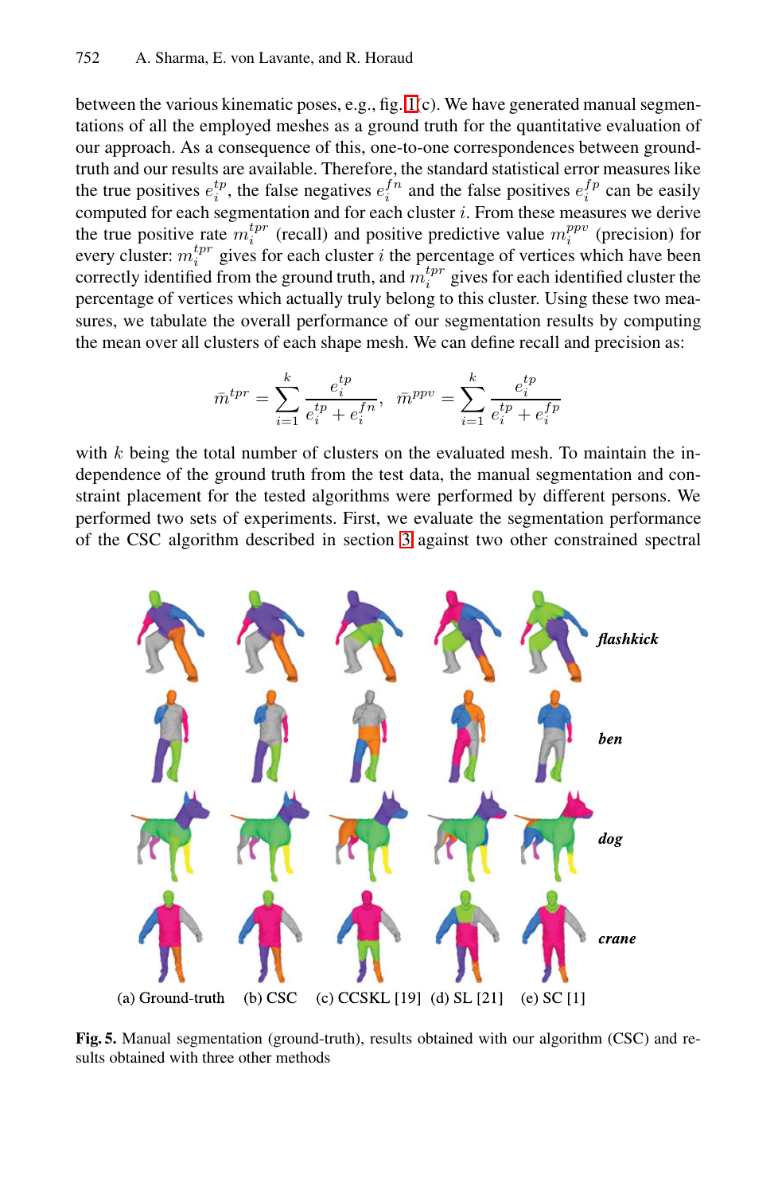between the various kinematic poses, e.g., fig. 1(c). We have generated manual segmentations of all the employed meshes as a ground truth for the quantitative evaluation of our approach. As a consequence of this, one-to-one correspondences between ground-truth and our results are available. Therefore, the standard statistical error measures like the true positives $e_i^{tp}$, the false negatives $e_i^{fn}$ and the false positives $e_i^{fp}$ can be easily computed for each segmentation and for each cluster $i$. From these measures we derive the true positive rate $m_i^{tpr}$ (recall) and positive predictive value $m_i^{ppv}$ (precision) for every cluster: $m_i^{tpr}$ gives for each cluster $i$ the percentage of vertices which have been correctly identified from the ground truth, and $m_i^{tpr}$ gives for each identified cluster the percentage of vertices which actually truly belong to this cluster. Using these two measures, we tabulate the overall performance of our segmentation results by computing the mean over all clusters of each shape mesh. We can define recall and precision as:

$$\bar{m}^{tpr} = \sum_{i=1}^{k} \frac{e_i^{tp}}{e_i^{tp} + e_i^{fn}}, \quad \bar{m}^{ppv} = \sum_{i=1}^{k} \frac{e_i^{tp}}{e_i^{tp} + e_i^{fp}}$$

with $k$ being the total number of clusters on the evaluated mesh. To maintain the independence of the ground truth from the test data, the manual segmentation and constraint placement for the tested algorithms were performed by different persons. We performed two sets of experiments. First, we evaluate the segmentation performance of the CSC algorithm described in section 3 against two other constrained spectral

(a) Ground-truth (b) CSC (c) CCSKL [19] (d) SL [21] (e) SC [1]

**Fig. 5.** Manual segmentation (ground-truth), results obtained with our algorithm (CSC) and results obtained with three other methods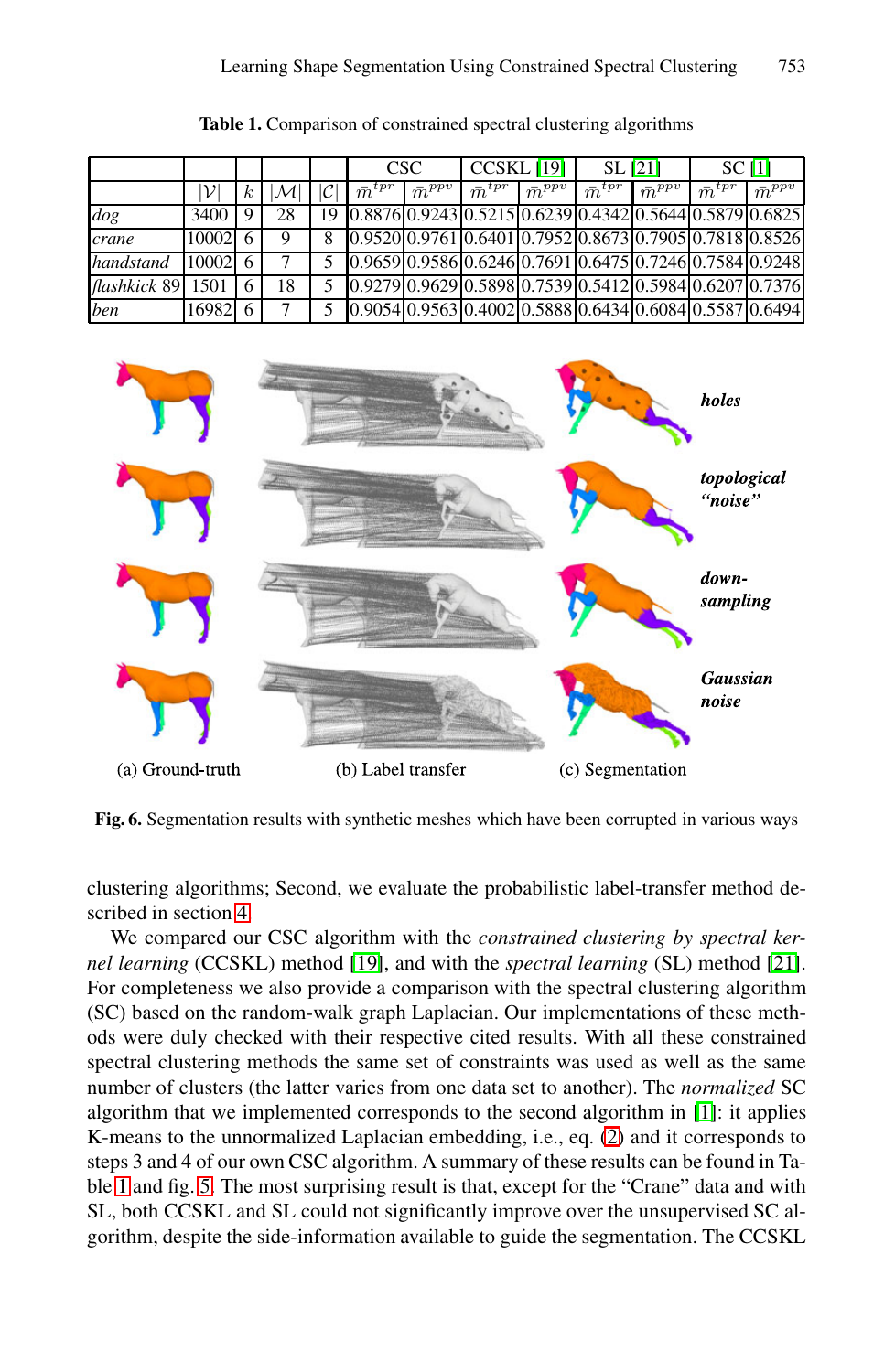**Table 1.** Comparison of constrained spectral clustering algorithms

| | $\|\mathcal{V}\|$ | $k$ | $\|\mathcal{M}\|$ | $\|\mathcal{C}\|$ | CSC $\bar{m}^{tpr}$ | CSC $\bar{m}^{ppv}$ | CCSKL [19] $\bar{m}^{tpr}$ | CCSKL [19] $\bar{m}^{ppv}$ | SL [21] $\bar{m}^{tpr}$ | SL [21] $\bar{m}^{ppv}$ | SC [1] $\bar{m}^{tpr}$ | SC [1] $\bar{m}^{ppv}$ |
|---|---|---|---|---|---|---|---|---|---|---|---|---|
| *dog* | 3400 | 9 | 28 | 19 | 0.8876 | 0.9243 | 0.5215 | 0.6239 | 0.4342 | 0.5644 | 0.5879 | 0.6825 |
| *crane* | 10002 | 6 | 9 | 8 | 0.9520 | 0.9761 | 0.6401 | 0.7952 | 0.8673 | 0.7905 | 0.7818 | 0.8526 |
| *handstand* | 10002 | 6 | 7 | 5 | 0.9659 | 0.9586 | 0.6246 | 0.7691 | 0.6475 | 0.7246 | 0.7584 | 0.9248 |
| *flashkick 89* | 1501 | 6 | 18 | 5 | 0.9279 | 0.9629 | 0.5898 | 0.7539 | 0.5412 | 0.5984 | 0.6207 | 0.7376 |
| *ben* | 16982 | 6 | 7 | 5 | 0.9054 | 0.9563 | 0.4002 | 0.5888 | 0.6434 | 0.6084 | 0.5587 | 0.6494 |

(a) Ground-truth (b) Label transfer (c) Segmentation

***holes***, ***topological "noise"***, ***down-sampling***, ***Gaussian noise***

**Fig. 6.** Segmentation results with synthetic meshes which have been corrupted in various ways

clustering algorithms; Second, we evaluate the probabilistic label-transfer method described in section 4.

We compared our CSC algorithm with the *constrained clustering by spectral kernel learning* (CCSKL) method [19], and with the *spectral learning* (SL) method [21]. For completeness we also provide a comparison with the spectral clustering algorithm (SC) based on the random-walk graph Laplacian. Our implementations of these methods were duly checked with their respective cited results. With all these constrained spectral clustering methods the same set of constraints was used as well as the same number of clusters (the latter varies from one data set to another). The *normalized* SC algorithm that we implemented corresponds to the second algorithm in [1]: it applies K-means to the unnormalized Laplacian embedding, i.e., eq. (2) and it corresponds to steps 3 and 4 of our own CSC algorithm. A summary of these results can be found in Table 1 and fig. 5. The most surprising result is that, except for the "Crane" data and with SL, both CCSKL and SL could not significantly improve over the unsupervised SC algorithm, despite the side-information available to guide the segmentation. The CCSKL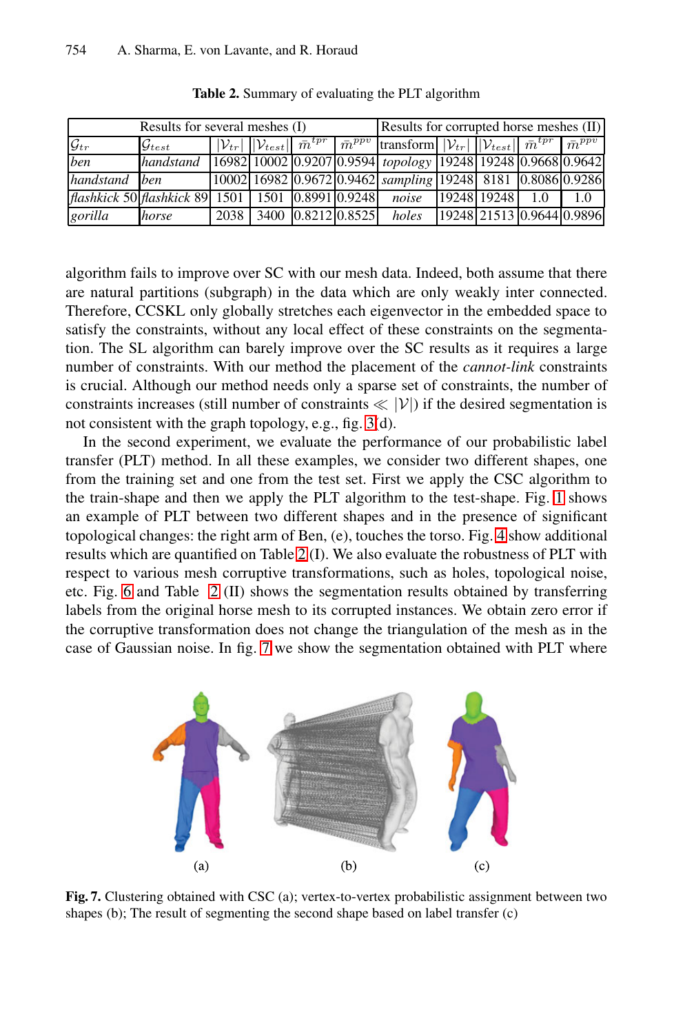**Table 2.** Summary of evaluating the PLT algorithm

| Results for several meshes (I) | | | | | | Results for corrupted horse meshes (II) | | | | |
|---|---|---|---|---|---|---|---|---|---|---|
| $\mathcal{G}_{tr}$ | $\mathcal{G}_{test}$ | $\|\mathcal{V}_{tr}\|$ | $\|\mathcal{V}_{test}\|$ | $\bar{m}^{tpr}$ | $\bar{m}^{ppv}$ | transform | $\|\mathcal{V}_{tr}\|$ | $\|\mathcal{V}_{test}\|$ | $\bar{m}^{tpr}$ | $\bar{m}^{ppv}$ |
| *ben* | *handstand* | 16982 | 10002 | 0.9207 | 0.9594 | *topology* | 19248 | 19248 | 0.9668 | 0.9642 |
| *handstand* | *ben* | 10002 | 16982 | 0.9672 | 0.9462 | *sampling* | 19248 | 8181 | 0.8086 | 0.9286 |
| *flashkick 50* | *flashkick 89* | 1501 | 1501 | 0.8991 | 0.9248 | *noise* | 19248 | 19248 | 1.0 | 1.0 |
| *gorilla* | *horse* | 2038 | 3400 | 0.8212 | 0.8525 | *holes* | 19248 | 21513 | 0.9644 | 0.9896 |

algorithm fails to improve over SC with our mesh data. Indeed, both assume that there are natural partitions (subgraph) in the data which are only weakly inter connected. Therefore, CCSKL only globally stretches each eigenvector in the embedded space to satisfy the constraints, without any local effect of these constraints on the segmentation. The SL algorithm can barely improve over the SC results as it requires a large number of constraints. With our method the placement of the *cannot-link* constraints is crucial. Although our method needs only a sparse set of constraints, the number of constraints increases (still number of constraints $\ll |\mathcal{V}|$) if the desired segmentation is not consistent with the graph topology, e.g., fig. 3(d).

In the second experiment, we evaluate the performance of our probabilistic label transfer (PLT) method. In all these examples, we consider two different shapes, one from the training set and one from the test set. First we apply the CSC algorithm to the train-shape and then we apply the PLT algorithm to the test-shape. Fig. 1 shows an example of PLT between two different shapes and in the presence of significant topological changes: the right arm of Ben, (e), touches the torso. Fig. 4 show additional results which are quantified on Table 2(I). We also evaluate the robustness of PLT with respect to various mesh corruptive transformations, such as holes, topological noise, etc. Fig. 6 and Table 2 (II) shows the segmentation results obtained by transferring labels from the original horse mesh to its corrupted instances. We obtain zero error if the corruptive transformation does not change the triangulation of the mesh as in the case of Gaussian noise. In fig. 7 we show the segmentation obtained with PLT where

(a) (b) (c)

**Fig. 7.** Clustering obtained with CSC (a); vertex-to-vertex probabilistic assignment between two shapes (b); The result of segmenting the second shape based on label transfer (c)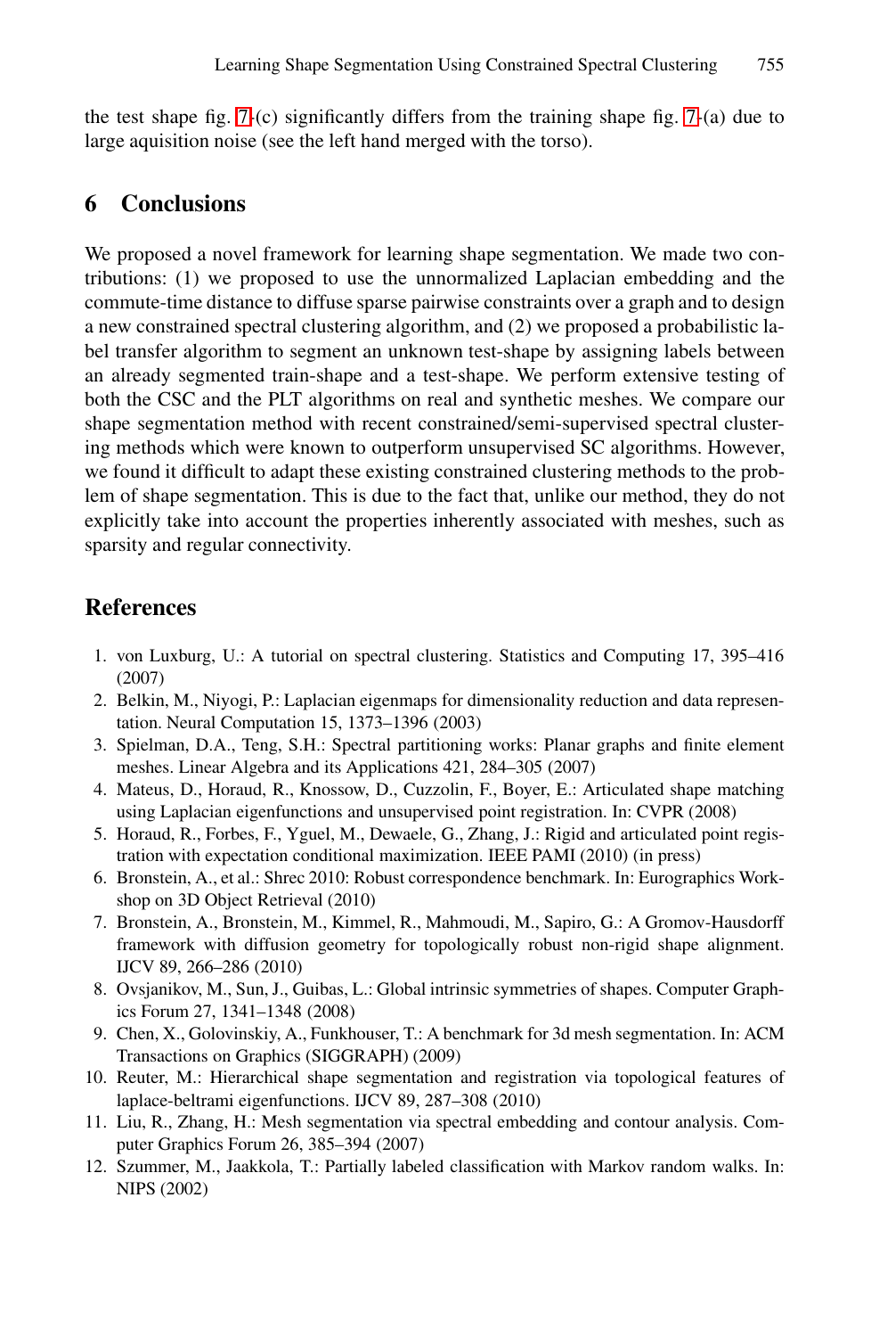the test shape fig. 7-(c) significantly differs from the training shape fig. 7-(a) due to large aquisition noise (see the left hand merged with the torso).

## 6 Conclusions

We proposed a novel framework for learning shape segmentation. We made two contributions: (1) we proposed to use the unnormalized Laplacian embedding and the commute-time distance to diffuse sparse pairwise constraints over a graph and to design a new constrained spectral clustering algorithm, and (2) we proposed a probabilistic label transfer algorithm to segment an unknown test-shape by assigning labels between an already segmented train-shape and a test-shape. We perform extensive testing of both the CSC and the PLT algorithms on real and synthetic meshes. We compare our shape segmentation method with recent constrained/semi-supervised spectral clustering methods which were known to outperform unsupervised SC algorithms. However, we found it difficult to adapt these existing constrained clustering methods to the problem of shape segmentation. This is due to the fact that, unlike our method, they do not explicitly take into account the properties inherently associated with meshes, such as sparsity and regular connectivity.

## References

1. von Luxburg, U.: A tutorial on spectral clustering. Statistics and Computing 17, 395–416 (2007)
2. Belkin, M., Niyogi, P.: Laplacian eigenmaps for dimensionality reduction and data representation. Neural Computation 15, 1373–1396 (2003)
3. Spielman, D.A., Teng, S.H.: Spectral partitioning works: Planar graphs and finite element meshes. Linear Algebra and its Applications 421, 284–305 (2007)
4. Mateus, D., Horaud, R., Knossow, D., Cuzzolin, F., Boyer, E.: Articulated shape matching using Laplacian eigenfunctions and unsupervised point registration. In: CVPR (2008)
5. Horaud, R., Forbes, F., Yguel, M., Dewaele, G., Zhang, J.: Rigid and articulated point registration with expectation conditional maximization. IEEE PAMI (2010) (in press)
6. Bronstein, A., et al.: Shrec 2010: Robust correspondence benchmark. In: Eurographics Workshop on 3D Object Retrieval (2010)
7. Bronstein, A., Bronstein, M., Kimmel, R., Mahmoudi, M., Sapiro, G.: A Gromov-Hausdorff framework with diffusion geometry for topologically robust non-rigid shape alignment. IJCV 89, 266–286 (2010)
8. Ovsjanikov, M., Sun, J., Guibas, L.: Global intrinsic symmetries of shapes. Computer Graphics Forum 27, 1341–1348 (2008)
9. Chen, X., Golovinskiy, A., Funkhouser, T.: A benchmark for 3d mesh segmentation. In: ACM Transactions on Graphics (SIGGRAPH) (2009)
10. Reuter, M.: Hierarchical shape segmentation and registration via topological features of laplace-beltrami eigenfunctions. IJCV 89, 287–308 (2010)
11. Liu, R., Zhang, H.: Mesh segmentation via spectral embedding and contour analysis. Computer Graphics Forum 26, 385–394 (2007)
12. Szummer, M., Jaakkola, T.: Partially labeled classification with Markov random walks. In: NIPS (2002)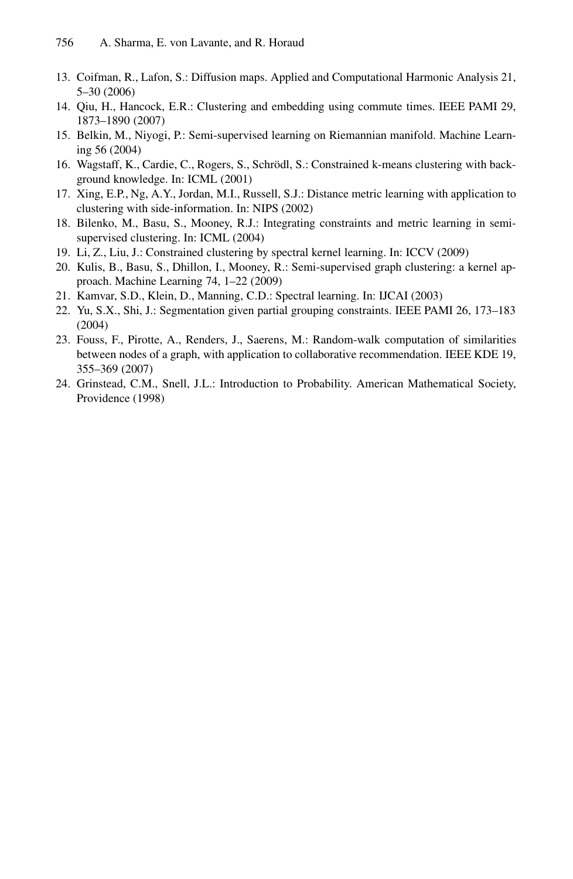13. Coifman, R., Lafon, S.: Diffusion maps. Applied and Computational Harmonic Analysis 21, 5–30 (2006)
14. Qiu, H., Hancock, E.R.: Clustering and embedding using commute times. IEEE PAMI 29, 1873–1890 (2007)
15. Belkin, M., Niyogi, P.: Semi-supervised learning on Riemannian manifold. Machine Learning 56 (2004)
16. Wagstaff, K., Cardie, C., Rogers, S., Schrödl, S.: Constrained k-means clustering with background knowledge. In: ICML (2001)
17. Xing, E.P., Ng, A.Y., Jordan, M.I., Russell, S.J.: Distance metric learning with application to clustering with side-information. In: NIPS (2002)
18. Bilenko, M., Basu, S., Mooney, R.J.: Integrating constraints and metric learning in semi-supervised clustering. In: ICML (2004)
19. Li, Z., Liu, J.: Constrained clustering by spectral kernel learning. In: ICCV (2009)
20. Kulis, B., Basu, S., Dhillon, I., Mooney, R.: Semi-supervised graph clustering: a kernel approach. Machine Learning 74, 1–22 (2009)
21. Kamvar, S.D., Klein, D., Manning, C.D.: Spectral learning. In: IJCAI (2003)
22. Yu, S.X., Shi, J.: Segmentation given partial grouping constraints. IEEE PAMI 26, 173–183 (2004)
23. Fouss, F., Pirotte, A., Renders, J., Saerens, M.: Random-walk computation of similarities between nodes of a graph, with application to collaborative recommendation. IEEE KDE 19, 355–369 (2007)
24. Grinstead, C.M., Snell, J.L.: Introduction to Probability. American Mathematical Society, Providence (1998)